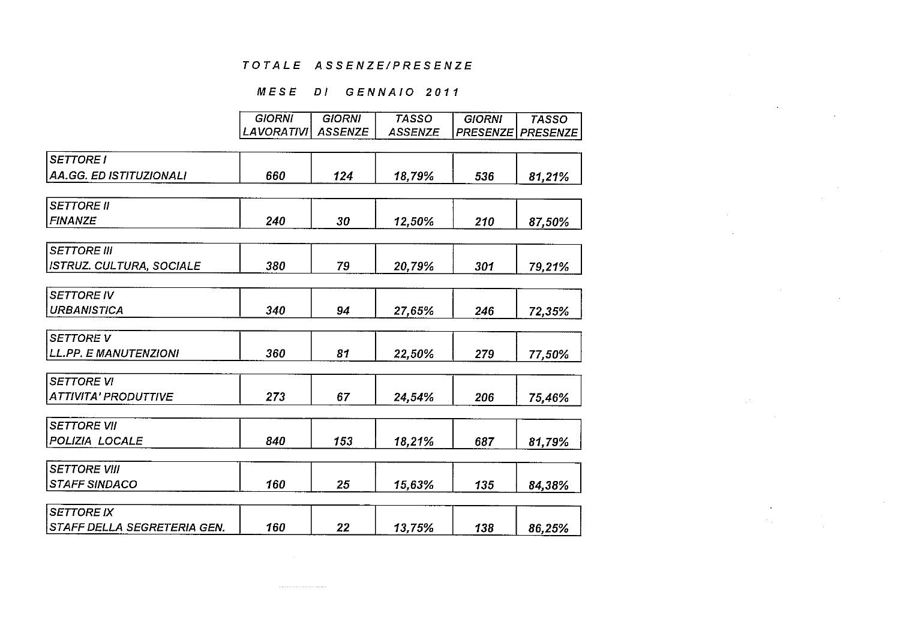# TOTALE ASSENZE/PRESENZE

## MESE DI GENNAIO 2011

| | GIORNI LAVORATIVI | GIORNI ASSENZE | TASSO ASSENZE | GIORNI PRESENZE | TASSO PRESENZE |
|---|---|---|---|---|---|
| SETTORE I AA.GG. ED ISTITUZIONALI | 660 | 124 | 18,79% | 536 | 81,21% |
| SETTORE II FINANZE | 240 | 30 | 12,50% | 210 | 87,50% |
| SETTORE III ISTRUZ. CULTURA, SOCIALE | 380 | 79 | 20,79% | 301 | 79,21% |
| SETTORE IV URBANISTICA | 340 | 94 | 27,65% | 246 | 72,35% |
| SETTORE V LL.PP. E MANUTENZIONI | 360 | 81 | 22,50% | 279 | 77,50% |
| SETTORE VI ATTIVITA' PRODUTTIVE | 273 | 67 | 24,54% | 206 | 75,46% |
| SETTORE VII POLIZIA LOCALE | 840 | 153 | 18,21% | 687 | 81,79% |
| SETTORE VIII STAFF SINDACO | 160 | 25 | 15,63% | 135 | 84,38% |
| SETTORE IX STAFF DELLA SEGRETERIA GEN. | 160 | 22 | 13,75% | 138 | 86,25% |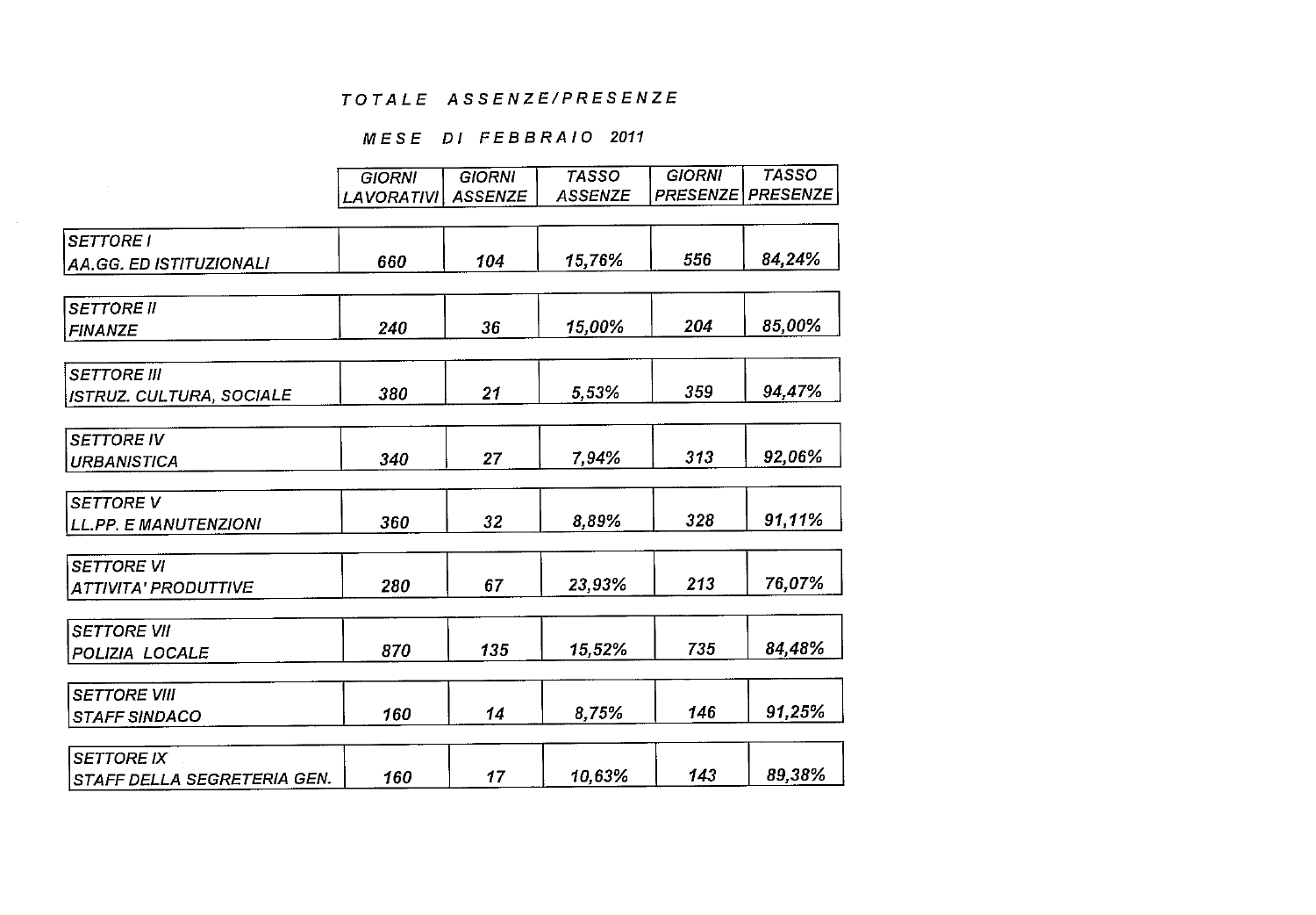# TOTALE ASSENZE/PRESENZE

## MESE DI FEBBRAIO 2011

| | GIORNI LAVORATIVI | GIORNI ASSENZE | TASSO ASSENZE | GIORNI PRESENZE | TASSO PRESENZE |
|---|---|---|---|---|---|
| SETTORE I<br>AA.GG. ED ISTITUZIONALI | 660 | 104 | 15,76% | 556 | 84,24% |
| SETTORE II<br>FINANZE | 240 | 36 | 15,00% | 204 | 85,00% |
| SETTORE III<br>ISTRUZ. CULTURA, SOCIALE | 380 | 21 | 5,53% | 359 | 94,47% |
| SETTORE IV<br>URBANISTICA | 340 | 27 | 7,94% | 313 | 92,06% |
| SETTORE V<br>LL.PP. E MANUTENZIONI | 360 | 32 | 8,89% | 328 | 91,11% |
| SETTORE VI<br>ATTIVITA' PRODUTTIVE | 280 | 67 | 23,93% | 213 | 76,07% |
| SETTORE VII<br>POLIZIA LOCALE | 870 | 135 | 15,52% | 735 | 84,48% |
| SETTORE VIII<br>STAFF SINDACO | 160 | 14 | 8,75% | 146 | 91,25% |
| SETTORE IX<br>STAFF DELLA SEGRETERIA GEN. | 160 | 17 | 10,63% | 143 | 89,38% |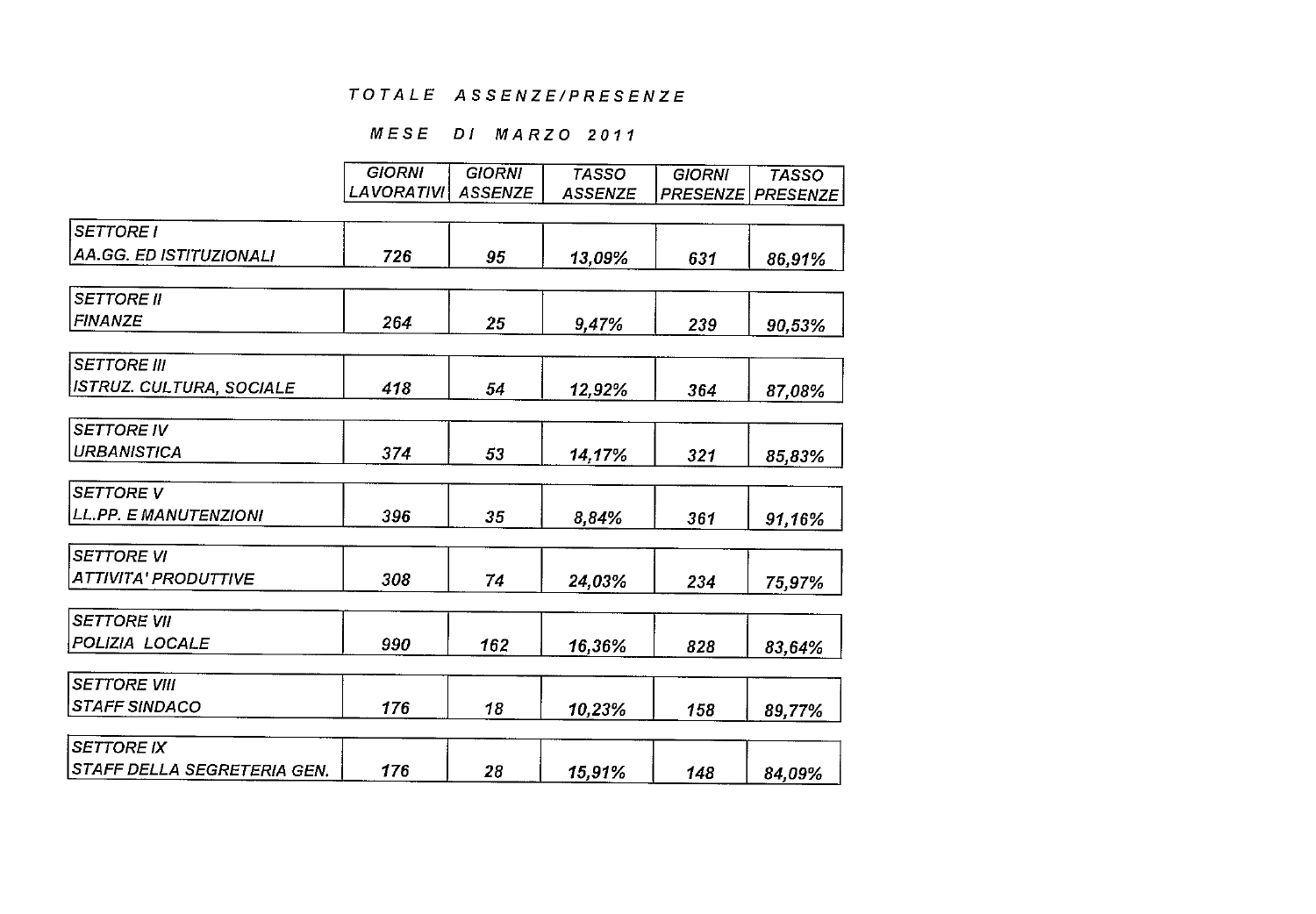# TOTALE ASSENZE/PRESENZE

## MESE DI MARZO 2011

| | GIORNI LAVORATIVI | GIORNI ASSENZE | TASSO ASSENZE | GIORNI PRESENZE | TASSO PRESENZE |
|---|---|---|---|---|---|
| SETTORE I AA.GG. ED ISTITUZIONALI | 726 | 95 | 13,09% | 631 | 86,91% |
| SETTORE II FINANZE | 264 | 25 | 9,47% | 239 | 90,53% |
| SETTORE III ISTRUZ. CULTURA, SOCIALE | 418 | 54 | 12,92% | 364 | 87,08% |
| SETTORE IV URBANISTICA | 374 | 53 | 14,17% | 321 | 85,83% |
| SETTORE V LL.PP. E MANUTENZIONI | 396 | 35 | 8,84% | 361 | 91,16% |
| SETTORE VI ATTIVITA' PRODUTTIVE | 308 | 74 | 24,03% | 234 | 75,97% |
| SETTORE VII POLIZIA LOCALE | 990 | 162 | 16,36% | 828 | 83,64% |
| SETTORE VIII STAFF SINDACO | 176 | 18 | 10,23% | 158 | 89,77% |
| SETTORE IX STAFF DELLA SEGRETERIA GEN. | 176 | 28 | 15,91% | 148 | 84,09% |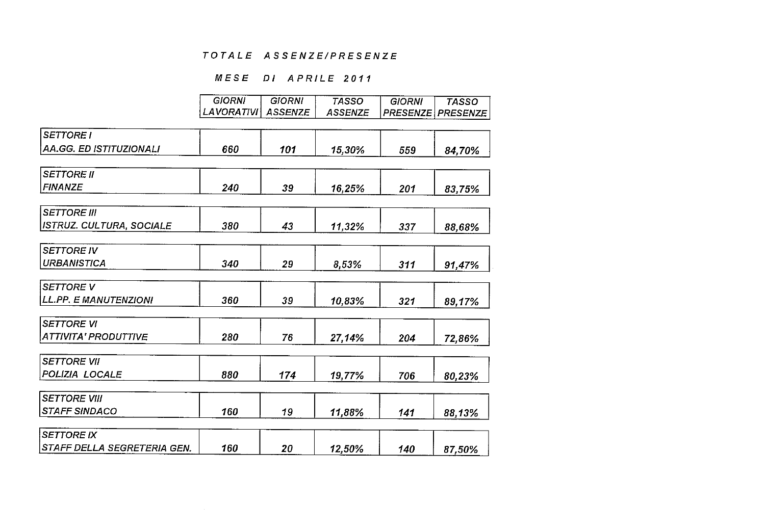# TOTALE ASSENZE/PRESENZE

## MESE DI APRILE 2011

| | GIORNI LAVORATIVI | GIORNI ASSENZE | TASSO ASSENZE | GIORNI PRESENZE | TASSO PRESENZE |
|---|---|---|---|---|---|
| SETTORE I AA.GG. ED ISTITUZIONALI | 660 | 101 | 15,30% | 559 | 84,70% |
| SETTORE II FINANZE | 240 | 39 | 16,25% | 201 | 83,75% |
| SETTORE III ISTRUZ. CULTURA, SOCIALE | 380 | 43 | 11,32% | 337 | 88,68% |
| SETTORE IV URBANISTICA | 340 | 29 | 8,53% | 311 | 91,47% |
| SETTORE V LL.PP. E MANUTENZIONI | 360 | 39 | 10,83% | 321 | 89,17% |
| SETTORE VI ATTIVITA' PRODUTTIVE | 280 | 76 | 27,14% | 204 | 72,86% |
| SETTORE VII POLIZIA LOCALE | 880 | 174 | 19,77% | 706 | 80,23% |
| SETTORE VIII STAFF SINDACO | 160 | 19 | 11,88% | 141 | 88,13% |
| SETTORE IX STAFF DELLA SEGRETERIA GEN. | 160 | 20 | 12,50% | 140 | 87,50% |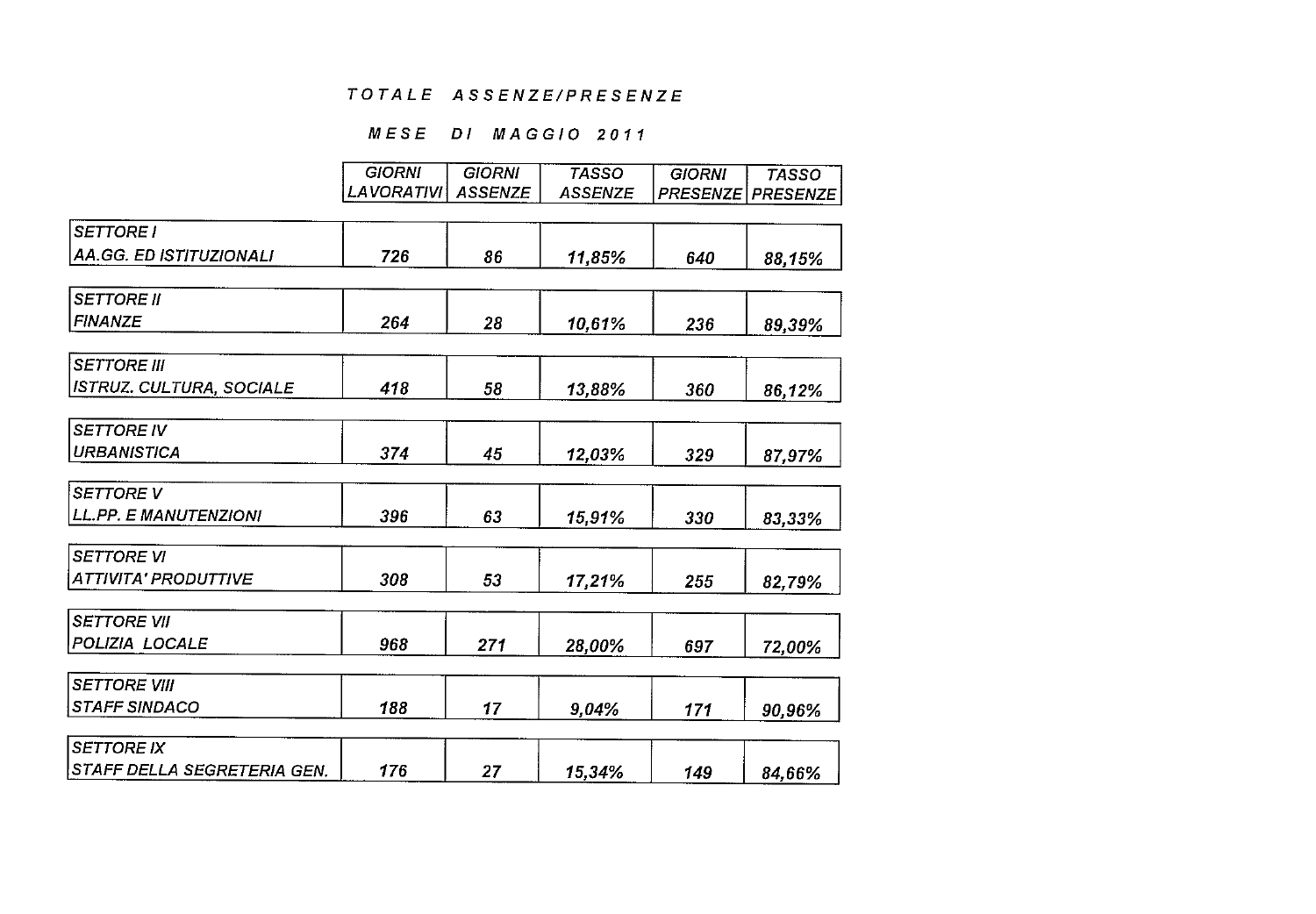# TOTALE ASSENZE/PRESENZE

## MESE DI MAGGIO 2011

| | GIORNI LAVORATIVI | GIORNI ASSENZE | TASSO ASSENZE | GIORNI PRESENZE | TASSO PRESENZE |
|---|---|---|---|---|---|
| SETTORE I AA.GG. ED ISTITUZIONALI | 726 | 86 | 11,85% | 640 | 88,15% |
| SETTORE II FINANZE | 264 | 28 | 10,61% | 236 | 89,39% |
| SETTORE III ISTRUZ. CULTURA, SOCIALE | 418 | 58 | 13,88% | 360 | 86,12% |
| SETTORE IV URBANISTICA | 374 | 45 | 12,03% | 329 | 87,97% |
| SETTORE V LL.PP. E MANUTENZIONI | 396 | 63 | 15,91% | 330 | 83,33% |
| SETTORE VI ATTIVITA' PRODUTTIVE | 308 | 53 | 17,21% | 255 | 82,79% |
| SETTORE VII POLIZIA LOCALE | 968 | 271 | 28,00% | 697 | 72,00% |
| SETTORE VIII STAFF SINDACO | 188 | 17 | 9,04% | 171 | 90,96% |
| SETTORE IX STAFF DELLA SEGRETERIA GEN. | 176 | 27 | 15,34% | 149 | 84,66% |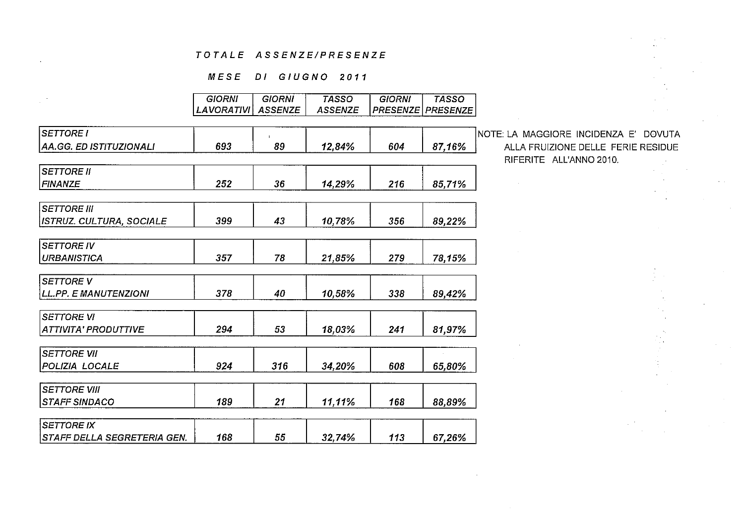# TOTALE ASSENZE/PRESENZE

## MESE DI GIUGNO 2011

| | GIORNI LAVORATIVI | GIORNI ASSENZE | TASSO ASSENZE | GIORNI PRESENZE | TASSO PRESENZE |
|---|---|---|---|---|---|
| SETTORE I AA.GG. ED ISTITUZIONALI | 693 | 89 | 12,84% | 604 | 87,16% |
| SETTORE II FINANZE | 252 | 36 | 14,29% | 216 | 85,71% |
| SETTORE III ISTRUZ. CULTURA, SOCIALE | 399 | 43 | 10,78% | 356 | 89,22% |
| SETTORE IV URBANISTICA | 357 | 78 | 21,85% | 279 | 78,15% |
| SETTORE V LL.PP. E MANUTENZIONI | 378 | 40 | 10,58% | 338 | 89,42% |
| SETTORE VI ATTIVITA' PRODUTTIVE | 294 | 53 | 18,03% | 241 | 81,97% |
| SETTORE VII POLIZIA LOCALE | 924 | 316 | 34,20% | 608 | 65,80% |
| SETTORE VIII STAFF SINDACO | 189 | 21 | 11,11% | 168 | 88,89% |
| SETTORE IX STAFF DELLA SEGRETERIA GEN. | 168 | 55 | 32,74% | 113 | 67,26% |

NOTE: LA MAGGIORE INCIDENZA E' DOVUTA ALLA FRUIZIONE DELLE FERIE RESIDUE RIFERITE ALL'ANNO 2010.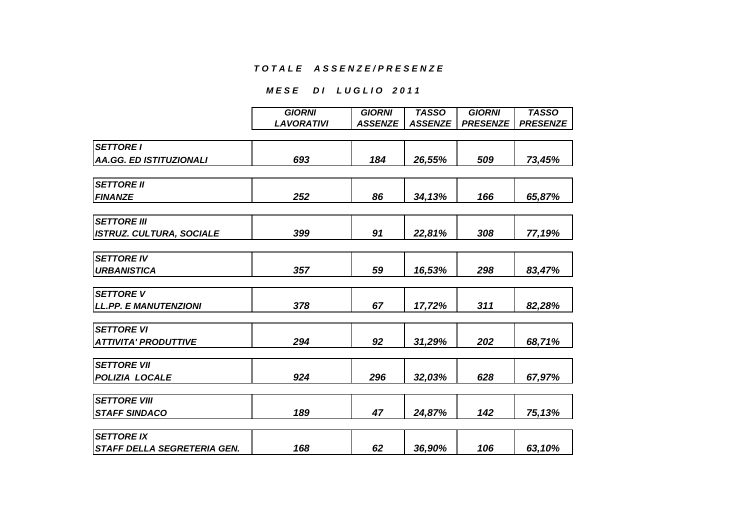***T O T A L E   A S S E N Z E / P R E S E N Z E***

***M E S E   D I   L U G L I O   2 0 1 1***

| | *GIORNI LAVORATIVI* | *GIORNI ASSENZE* | *TASSO ASSENZE* | *GIORNI PRESENZE* | *TASSO PRESENZE* |
|---|---|---|---|---|---|
| *SETTORE I* *AA.GG. ED ISTITUZIONALI* | *693* | *184* | *26,55%* | *509* | *73,45%* |
| *SETTORE II* *FINANZE* | *252* | *86* | *34,13%* | *166* | *65,87%* |
| *SETTORE III* *ISTRUZ. CULTURA, SOCIALE* | *399* | *91* | *22,81%* | *308* | *77,19%* |
| *SETTORE IV* *URBANISTICA* | *357* | *59* | *16,53%* | *298* | *83,47%* |
| *SETTORE V* *LL.PP. E MANUTENZIONI* | *378* | *67* | *17,72%* | *311* | *82,28%* |
| *SETTORE VI* *ATTIVITA' PRODUTTIVE* | *294* | *92* | *31,29%* | *202* | *68,71%* |
| *SETTORE VII* *POLIZIA LOCALE* | *924* | *296* | *32,03%* | *628* | *67,97%* |
| *SETTORE VIII* *STAFF SINDACO* | *189* | *47* | *24,87%* | *142* | *75,13%* |
| *SETTORE IX* *STAFF DELLA SEGRETERIA GEN.* | *168* | *62* | *36,90%* | *106* | *63,10%* |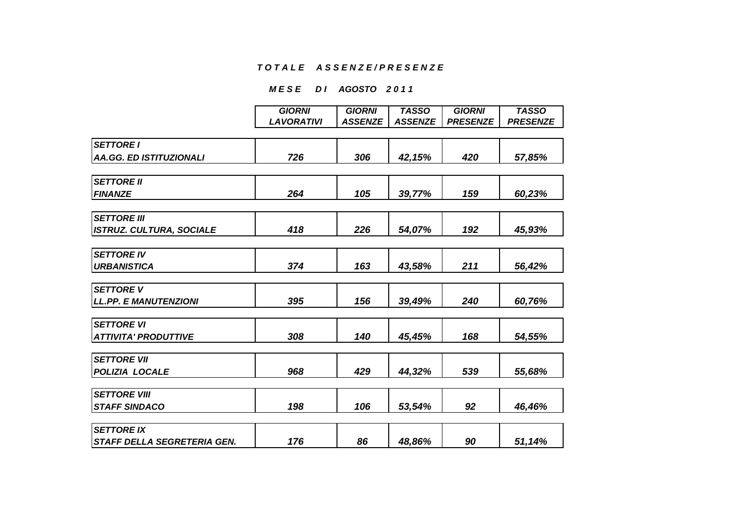# *T O T A L E   A S S E N Z E / P R E S E N Z E*

## *M E S E   D I   AGOSTO   2 0 1 1*

| | GIORNI LAVORATIVI | GIORNI ASSENZE | TASSO ASSENZE | GIORNI PRESENZE | TASSO PRESENZE |
|---|---|---|---|---|---|
| SETTORE I AA.GG. ED ISTITUZIONALI | 726 | 306 | 42,15% | 420 | 57,85% |
| SETTORE II FINANZE | 264 | 105 | 39,77% | 159 | 60,23% |
| SETTORE III ISTRUZ. CULTURA, SOCIALE | 418 | 226 | 54,07% | 192 | 45,93% |
| SETTORE IV URBANISTICA | 374 | 163 | 43,58% | 211 | 56,42% |
| SETTORE V LL.PP. E MANUTENZIONI | 395 | 156 | 39,49% | 240 | 60,76% |
| SETTORE VI ATTIVITA' PRODUTTIVE | 308 | 140 | 45,45% | 168 | 54,55% |
| SETTORE VII POLIZIA LOCALE | 968 | 429 | 44,32% | 539 | 55,68% |
| SETTORE VIII STAFF SINDACO | 198 | 106 | 53,54% | 92 | 46,46% |
| SETTORE IX STAFF DELLA SEGRETERIA GEN. | 176 | 86 | 48,86% | 90 | 51,14% |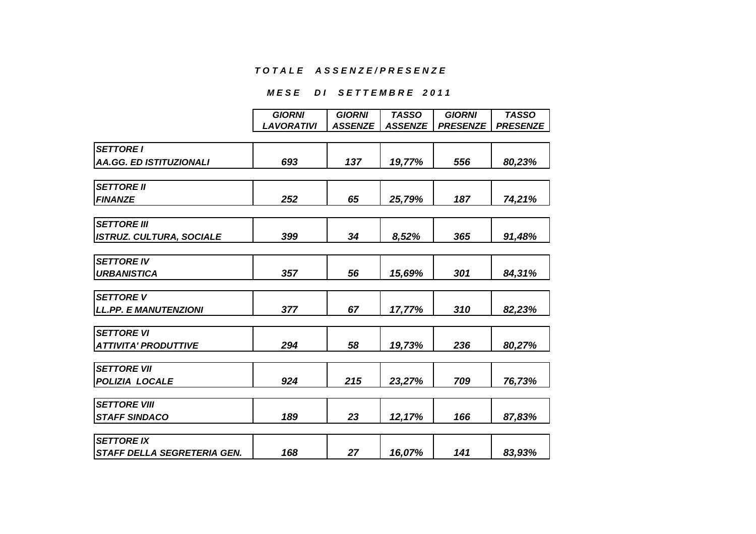***T O T A L E   A S S E N Z E / P R E S E N Z E***

***M E S E   D I   S E T T E M B R E   2 0 1 1***

| | *GIORNI LAVORATIVI* | *GIORNI ASSENZE* | *TASSO ASSENZE* | *GIORNI PRESENZE* | *TASSO PRESENZE* |
|---|---|---|---|---|---|
| ***SETTORE I*** ***AA.GG. ED ISTITUZIONALI*** | ***693*** | ***137*** | ***19,77%*** | ***556*** | ***80,23%*** |
| ***SETTORE II*** ***FINANZE*** | ***252*** | ***65*** | ***25,79%*** | ***187*** | ***74,21%*** |
| ***SETTORE III*** ***ISTRUZ. CULTURA, SOCIALE*** | ***399*** | ***34*** | ***8,52%*** | ***365*** | ***91,48%*** |
| ***SETTORE IV*** ***URBANISTICA*** | ***357*** | ***56*** | ***15,69%*** | ***301*** | ***84,31%*** |
| ***SETTORE V*** ***LL.PP. E MANUTENZIONI*** | ***377*** | ***67*** | ***17,77%*** | ***310*** | ***82,23%*** |
| ***SETTORE VI*** ***ATTIVITA' PRODUTTIVE*** | ***294*** | ***58*** | ***19,73%*** | ***236*** | ***80,27%*** |
| ***SETTORE VII*** ***POLIZIA LOCALE*** | ***924*** | ***215*** | ***23,27%*** | ***709*** | ***76,73%*** |
| ***SETTORE VIII*** ***STAFF SINDACO*** | ***189*** | ***23*** | ***12,17%*** | ***166*** | ***87,83%*** |
| ***SETTORE IX*** ***STAFF DELLA SEGRETERIA GEN.*** | ***168*** | ***27*** | ***16,07%*** | ***141*** | ***83,93%*** |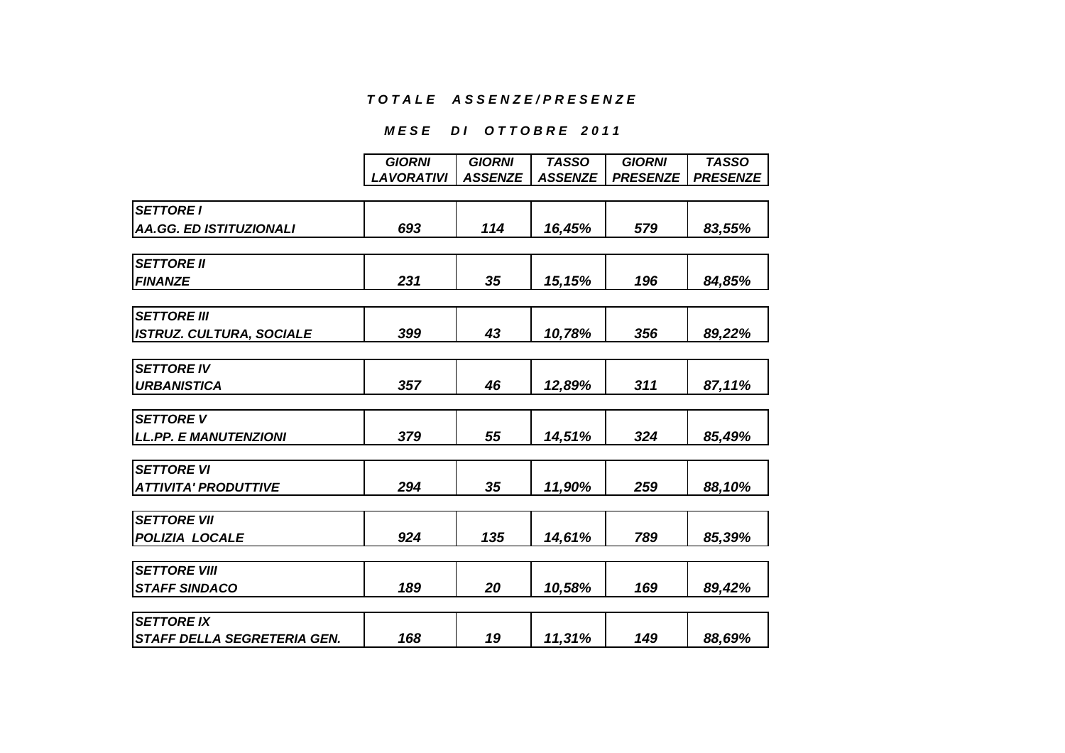# *T O T A L E   A S S E N Z E / P R E S E N Z E*

## *M E S E   D I   O T T O B R E   2 0 1 1*

| | *GIORNI LAVORATIVI* | *GIORNI ASSENZE* | *TASSO ASSENZE* | *GIORNI PRESENZE* | *TASSO PRESENZE* |
|---|---|---|---|---|---|
| *SETTORE I AA.GG. ED ISTITUZIONALI* | *693* | *114* | *16,45%* | *579* | *83,55%* |
| *SETTORE II FINANZE* | *231* | *35* | *15,15%* | *196* | *84,85%* |
| *SETTORE III ISTRUZ. CULTURA, SOCIALE* | *399* | *43* | *10,78%* | *356* | *89,22%* |
| *SETTORE IV URBANISTICA* | *357* | *46* | *12,89%* | *311* | *87,11%* |
| *SETTORE V LL.PP. E MANUTENZIONI* | *379* | *55* | *14,51%* | *324* | *85,49%* |
| *SETTORE VI ATTIVITA' PRODUTTIVE* | *294* | *35* | *11,90%* | *259* | *88,10%* |
| *SETTORE VII POLIZIA LOCALE* | *924* | *135* | *14,61%* | *789* | *85,39%* |
| *SETTORE VIII STAFF SINDACO* | *189* | *20* | *10,58%* | *169* | *89,42%* |
| *SETTORE IX STAFF DELLA SEGRETERIA GEN.* | *168* | *19* | *11,31%* | *149* | *88,69%* |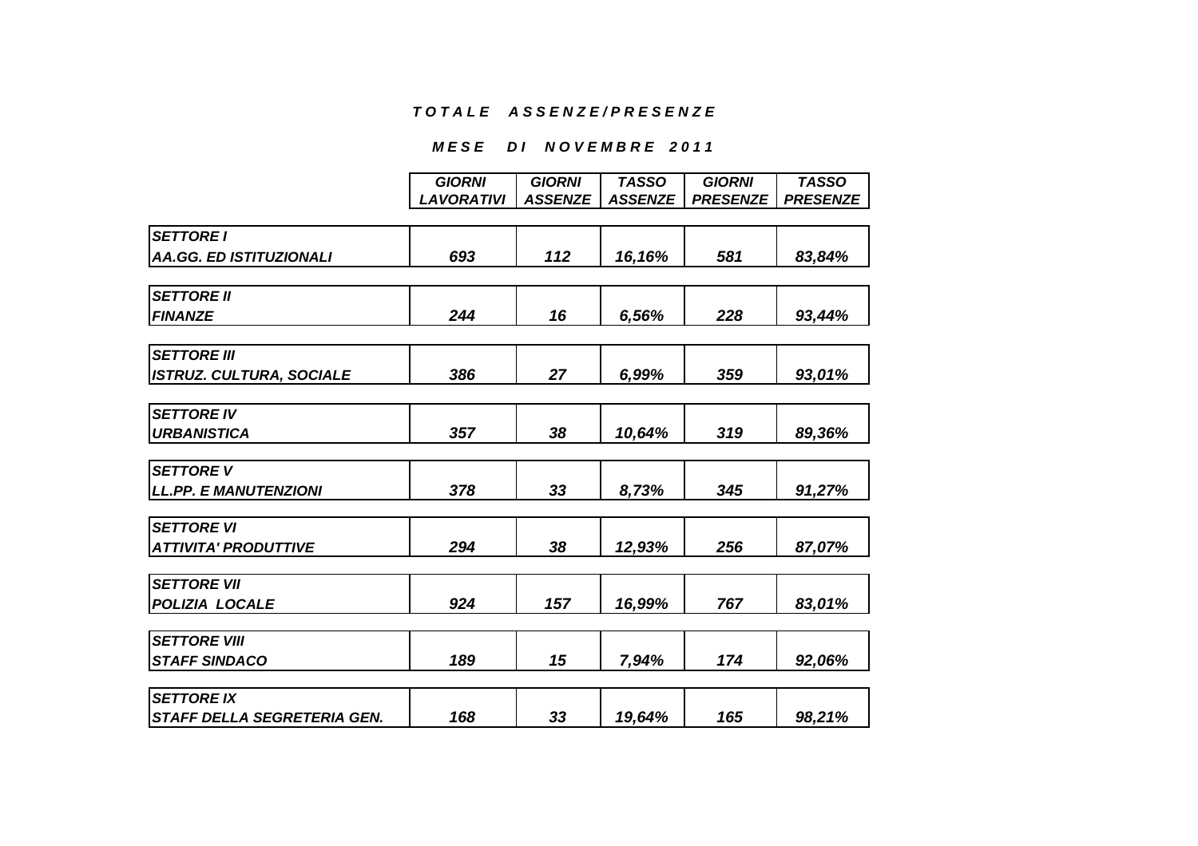***T O T A L E   A S S E N Z E / P R E S E N Z E***

***M E S E   D I   N O V E M B R E   2 0 1 1***

| | *GIORNI LAVORATIVI* | *GIORNI ASSENZE* | *TASSO ASSENZE* | *GIORNI PRESENZE* | *TASSO PRESENZE* |
|---|---|---|---|---|---|
| ***SETTORE I*** ***AA.GG. ED ISTITUZIONALI*** | *693* | *112* | *16,16%* | *581* | *83,84%* |
| ***SETTORE II*** ***FINANZE*** | *244* | *16* | *6,56%* | *228* | *93,44%* |
| ***SETTORE III*** ***ISTRUZ. CULTURA, SOCIALE*** | *386* | *27* | *6,99%* | *359* | *93,01%* |
| ***SETTORE IV*** ***URBANISTICA*** | *357* | *38* | *10,64%* | *319* | *89,36%* |
| ***SETTORE V*** ***LL.PP. E MANUTENZIONI*** | *378* | *33* | *8,73%* | *345* | *91,27%* |
| ***SETTORE VI*** ***ATTIVITA' PRODUTTIVE*** | *294* | *38* | *12,93%* | *256* | *87,07%* |
| ***SETTORE VII*** ***POLIZIA LOCALE*** | *924* | *157* | *16,99%* | *767* | *83,01%* |
| ***SETTORE VIII*** ***STAFF SINDACO*** | *189* | *15* | *7,94%* | *174* | *92,06%* |
| ***SETTORE IX*** ***STAFF DELLA SEGRETERIA GEN.*** | *168* | *33* | *19,64%* | *165* | *98,21%* |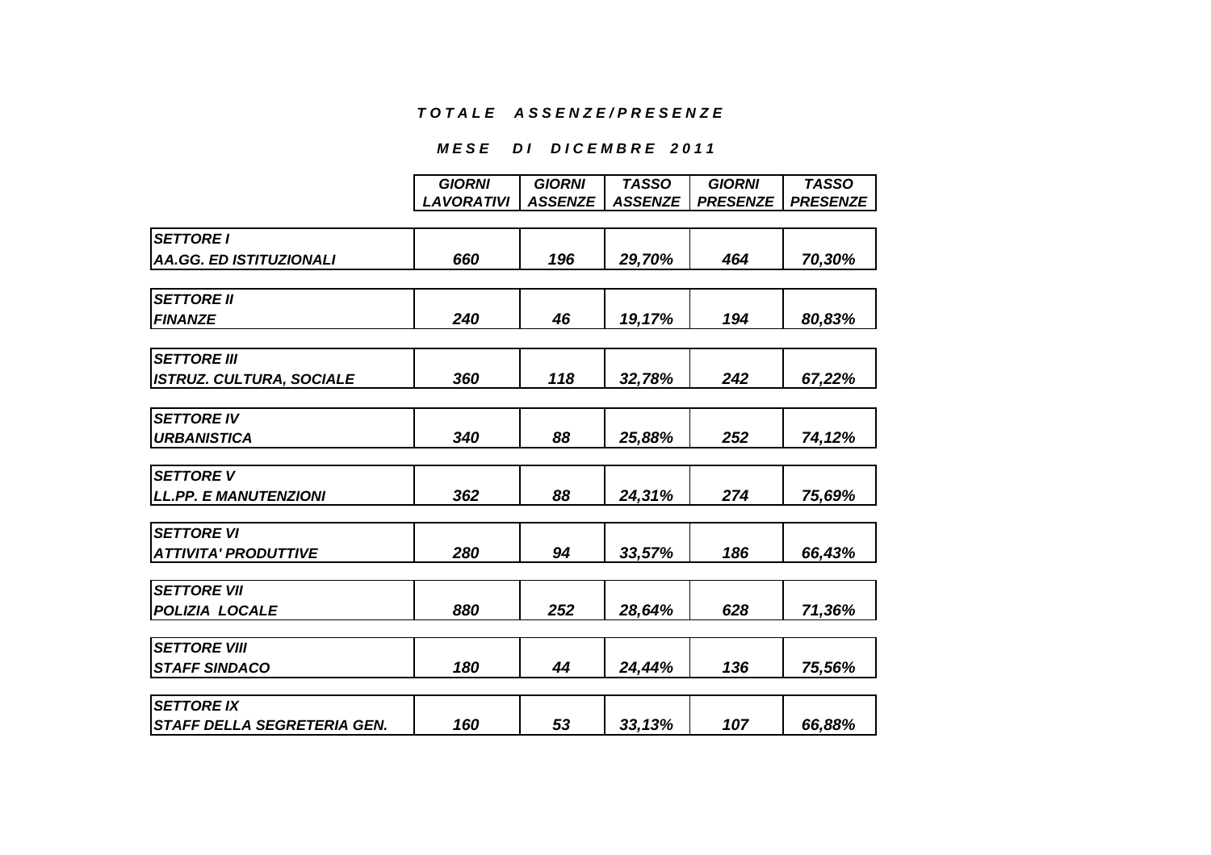# *T O T A L E   A S S E N Z E / P R E S E N Z E*

## *M E S E   D I   D I C E M B R E   2 0 1 1*

| | *GIORNI LAVORATIVI* | *GIORNI ASSENZE* | *TASSO ASSENZE* | *GIORNI PRESENZE* | *TASSO PRESENZE* |
|---|---|---|---|---|---|
| *SETTORE I AA.GG. ED ISTITUZIONALI* | *660* | *196* | *29,70%* | *464* | *70,30%* |
| *SETTORE II FINANZE* | *240* | *46* | *19,17%* | *194* | *80,83%* |
| *SETTORE III ISTRUZ. CULTURA, SOCIALE* | *360* | *118* | *32,78%* | *242* | *67,22%* |
| *SETTORE IV URBANISTICA* | *340* | *88* | *25,88%* | *252* | *74,12%* |
| *SETTORE V LL.PP. E MANUTENZIONI* | *362* | *88* | *24,31%* | *274* | *75,69%* |
| *SETTORE VI ATTIVITA' PRODUTTIVE* | *280* | *94* | *33,57%* | *186* | *66,43%* |
| *SETTORE VII POLIZIA LOCALE* | *880* | *252* | *28,64%* | *628* | *71,36%* |
| *SETTORE VIII STAFF SINDACO* | *180* | *44* | *24,44%* | *136* | *75,56%* |
| *SETTORE IX STAFF DELLA SEGRETERIA GEN.* | *160* | *53* | *33,13%* | *107* | *66,88%* |